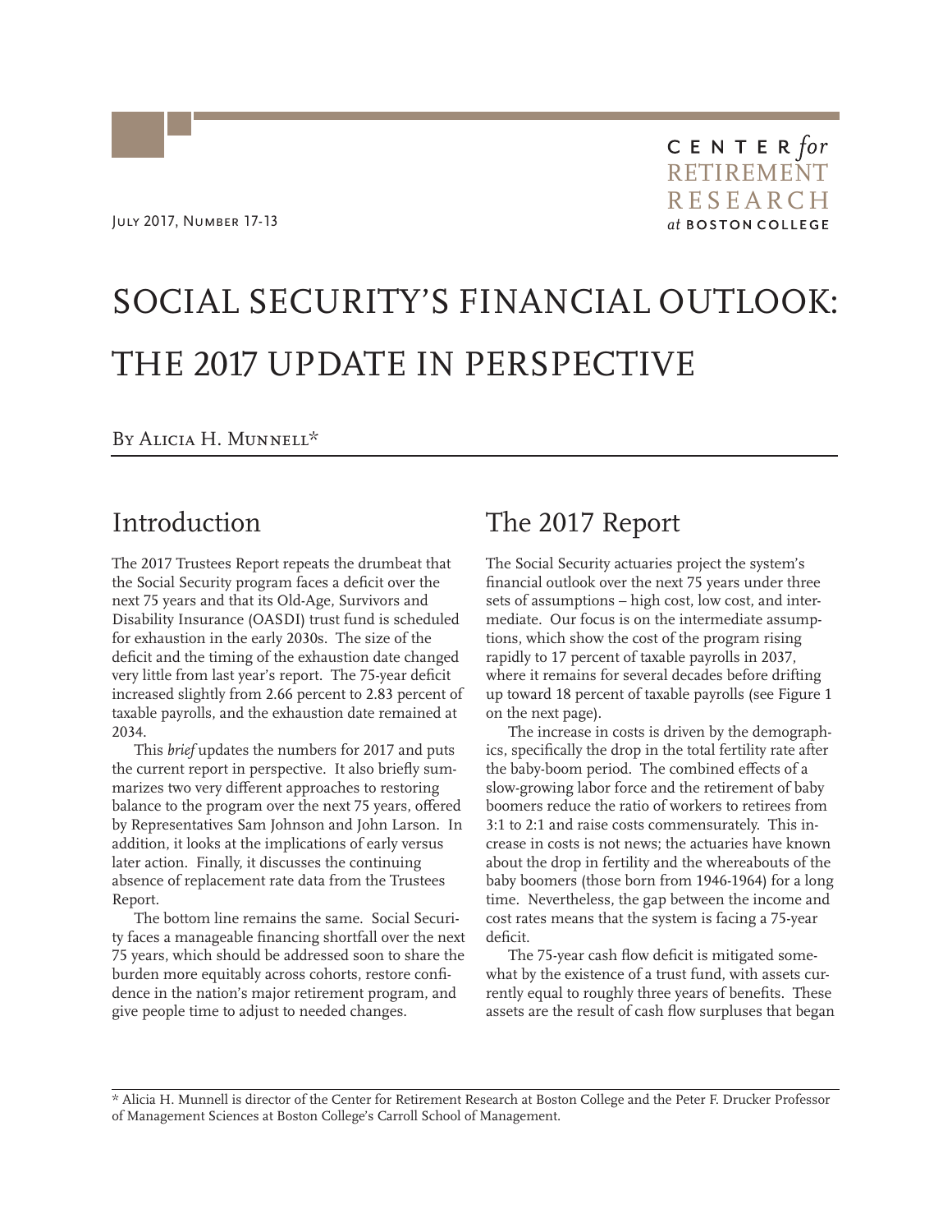CENTER *for* RETIREMENT RESEARCH *at* BOSTON COLLEGE

July 2017, Number 17-13

# SOCIAL SECURITY'S FINANCIAL OUTLOOK: THE 2017 UPDATE IN PERSPECTIVE

By Alicia H. Munnell*

## Introduction

The 2017 Trustees Report repeats the drumbeat that the Social Security program faces a deficit over the next 75 years and that its Old-Age, Survivors and Disability Insurance (OASDI) trust fund is scheduled for exhaustion in the early 2030s. The size of the deficit and the timing of the exhaustion date changed very little from last year's report. The 75-year deficit increased slightly from 2.66 percent to 2.83 percent of taxable payrolls, and the exhaustion date remained at 2034.

This *brief* updates the numbers for 2017 and puts the current report in perspective. It also briefly summarizes two very different approaches to restoring balance to the program over the next 75 years, offered by Representatives Sam Johnson and John Larson. In addition, it looks at the implications of early versus later action. Finally, it discusses the continuing absence of replacement rate data from the Trustees Report.

The bottom line remains the same. Social Security faces a manageable financing shortfall over the next 75 years, which should be addressed soon to share the burden more equitably across cohorts, restore confidence in the nation's major retirement program, and give people time to adjust to needed changes.

## The 2017 Report

The Social Security actuaries project the system's financial outlook over the next 75 years under three sets of assumptions – high cost, low cost, and intermediate. Our focus is on the intermediate assumptions, which show the cost of the program rising rapidly to 17 percent of taxable payrolls in 2037, where it remains for several decades before drifting up toward 18 percent of taxable payrolls (see Figure 1 on the next page).

The increase in costs is driven by the demographics, specifically the drop in the total fertility rate after the baby-boom period. The combined effects of a slow-growing labor force and the retirement of baby boomers reduce the ratio of workers to retirees from 3:1 to 2:1 and raise costs commensurately. This increase in costs is not news; the actuaries have known about the drop in fertility and the whereabouts of the baby boomers (those born from 1946-1964) for a long time. Nevertheless, the gap between the income and cost rates means that the system is facing a 75-year deficit.

The 75-year cash flow deficit is mitigated somewhat by the existence of a trust fund, with assets currently equal to roughly three years of benefits. These assets are the result of cash flow surpluses that began

\* Alicia H. Munnell is director of the Center for Retirement Research at Boston College and the Peter F. Drucker Professor of Management Sciences at Boston College's Carroll School of Management.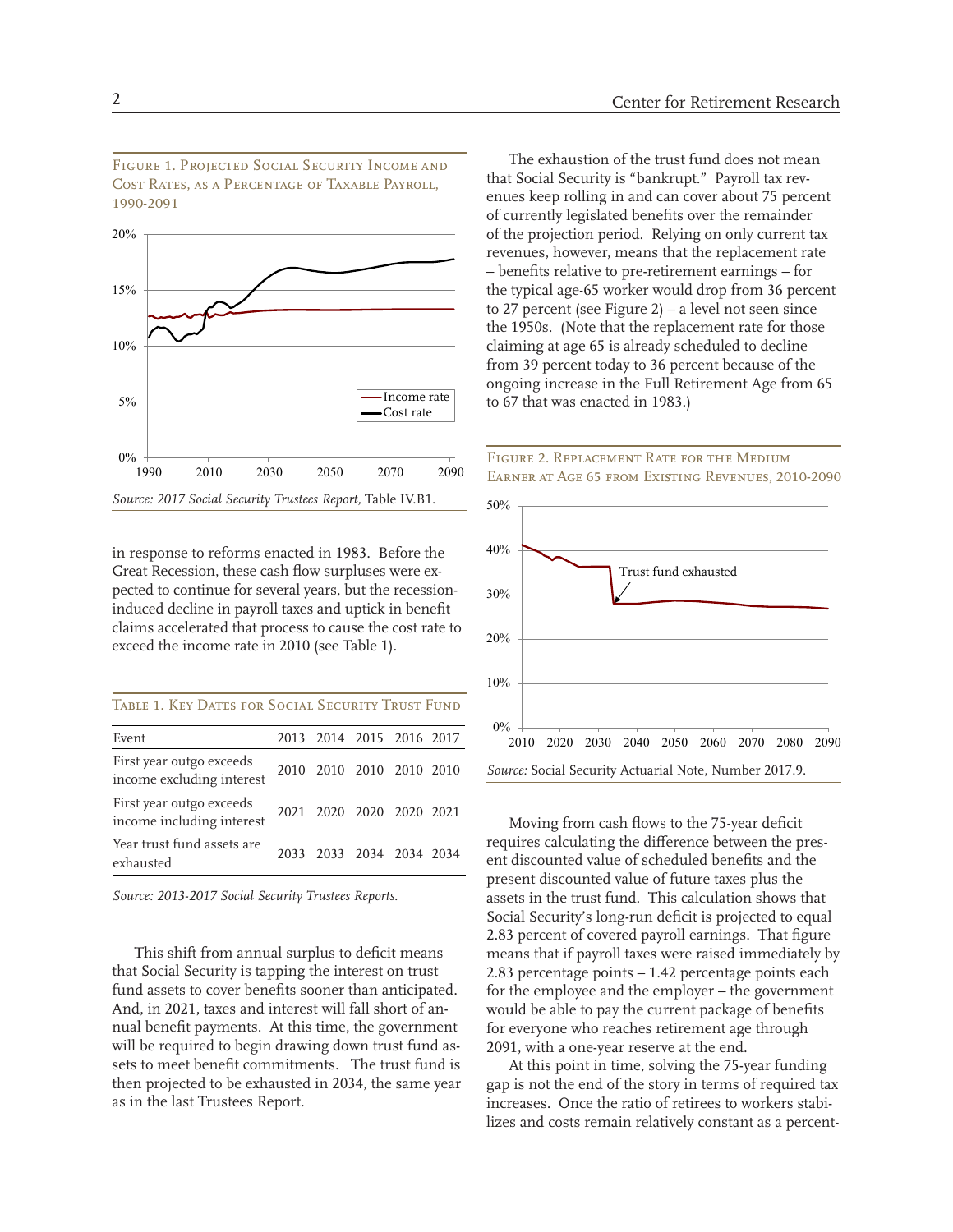Figure 1. Projected Social Security Income and Cost Rates, as a Percentage of Taxable Payroll, 1990-2091

20%
15%
10%
5%
0%
1990
2010
2030
2050
2070
2090
Income rate
Cost rate

*Source: 2017 Social Security Trustees Report,* Table IV.B1.

in response to reforms enacted in 1983. Before the Great Recession, these cash flow surpluses were expected to continue for several years, but the recession-induced decline in payroll taxes and uptick in benefit claims accelerated that process to cause the cost rate to exceed the income rate in 2010 (see Table 1).

Table 1. Key Dates for Social Security Trust Fund

| Event | 2013 | 2014 | 2015 | 2016 | 2017 |
|---|---|---|---|---|---|
| First year outgo exceeds income excluding interest | 2010 | 2010 | 2010 | 2010 | 2010 |
| First year outgo exceeds income including interest | 2021 | 2020 | 2020 | 2020 | 2021 |
| Year trust fund assets are exhausted | 2033 | 2033 | 2034 | 2034 | 2034 |

*Source: 2013-2017 Social Security Trustees Reports.*

This shift from annual surplus to deficit means that Social Security is tapping the interest on trust fund assets to cover benefits sooner than anticipated. And, in 2021, taxes and interest will fall short of annual benefit payments. At this time, the government will be required to begin drawing down trust fund assets to meet benefit commitments. The trust fund is then projected to be exhausted in 2034, the same year as in the last Trustees Report.

The exhaustion of the trust fund does not mean that Social Security is "bankrupt." Payroll tax revenues keep rolling in and can cover about 75 percent of currently legislated benefits over the remainder of the projection period. Relying on only current tax revenues, however, means that the replacement rate – benefits relative to pre-retirement earnings – for the typical age-65 worker would drop from 36 percent to 27 percent (see Figure 2) – a level not seen since the 1950s. (Note that the replacement rate for those claiming at age 65 is already scheduled to decline from 39 percent today to 36 percent because of the ongoing increase in the Full Retirement Age from 65 to 67 that was enacted in 1983.)

Figure 2. Replacement Rate for the Medium Earner at Age 65 from Existing Revenues, 2010-2090

50%
40%
30%
20%
10%
0%
2010
2020
2030
2040
2050
2060
2070
2080
2090
Trust fund exhausted

*Source:* Social Security Actuarial Note, Number 2017.9.

Moving from cash flows to the 75-year deficit requires calculating the difference between the present discounted value of scheduled benefits and the present discounted value of future taxes plus the assets in the trust fund. This calculation shows that Social Security's long-run deficit is projected to equal 2.83 percent of covered payroll earnings. That figure means that if payroll taxes were raised immediately by 2.83 percentage points – 1.42 percentage points each for the employee and the employer – the government would be able to pay the current package of benefits for everyone who reaches retirement age through 2091, with a one-year reserve at the end.

At this point in time, solving the 75-year funding gap is not the end of the story in terms of required tax increases. Once the ratio of retirees to workers stabilizes and costs remain relatively constant as a percent-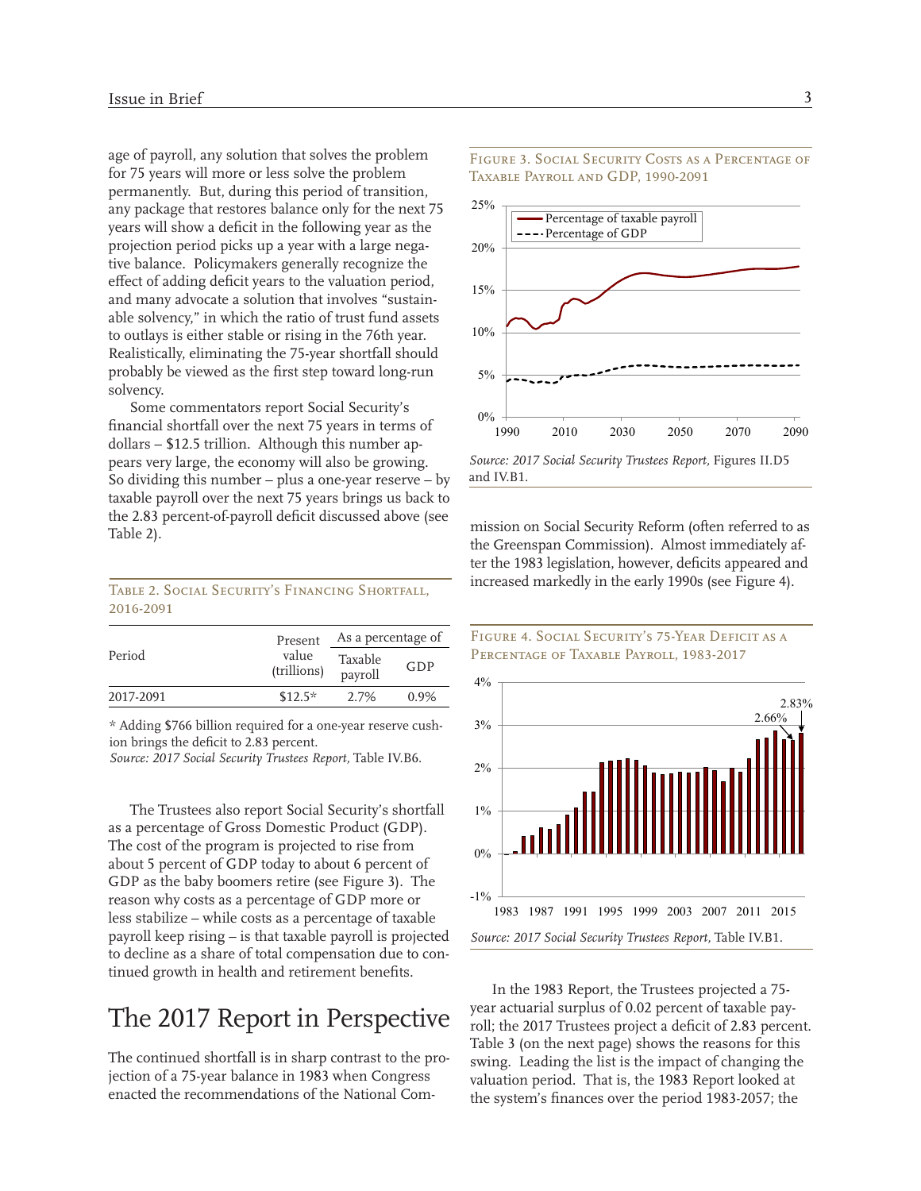age of payroll, any solution that solves the problem for 75 years will more or less solve the problem permanently. But, during this period of transition, any package that restores balance only for the next 75 years will show a deficit in the following year as the projection period picks up a year with a large negative balance. Policymakers generally recognize the effect of adding deficit years to the valuation period, and many advocate a solution that involves "sustainable solvency," in which the ratio of trust fund assets to outlays is either stable or rising in the 76th year. Realistically, eliminating the 75-year shortfall should probably be viewed as the first step toward long-run solvency.

Some commentators report Social Security's financial shortfall over the next 75 years in terms of dollars – $12.5 trillion. Although this number appears very large, the economy will also be growing. So dividing this number – plus a one-year reserve – by taxable payroll over the next 75 years brings us back to the 2.83 percent-of-payroll deficit discussed above (see Table 2).

Table 2. Social Security's Financing Shortfall, 2016-2091

| Period | Present value (trillions) | As a percentage of | |
|---|---|---|---|
| | | Taxable payroll | GDP |
| 2017-2091 | $12.5* | 2.7% | 0.9% |

\* Adding $766 billion required for a one-year reserve cushion brings the deficit to 2.83 percent.
*Source: 2017 Social Security Trustees Report,* Table IV.B6.

The Trustees also report Social Security's shortfall as a percentage of Gross Domestic Product (GDP). The cost of the program is projected to rise from about 5 percent of GDP today to about 6 percent of GDP as the baby boomers retire (see Figure 3). The reason why costs as a percentage of GDP more or less stabilize – while costs as a percentage of taxable payroll keep rising – is that taxable payroll is projected to decline as a share of total compensation due to continued growth in health and retirement benefits.

Figure 3. Social Security Costs as a Percentage of Taxable Payroll and GDP, 1990-2091

25%
20%
15%
10%
5%
0%
1990 2010 2030 2050 2070 2090
Percentage of taxable payroll
Percentage of GDP

*Source: 2017 Social Security Trustees Report,* Figures II.D5 and IV.B1.

## The 2017 Report in Perspective

The continued shortfall is in sharp contrast to the projection of a 75-year balance in 1983 when Congress enacted the recommendations of the National Commission on Social Security Reform (often referred to as the Greenspan Commission). Almost immediately after the 1983 legislation, however, deficits appeared and increased markedly in the early 1990s (see Figure 4).

Figure 4. Social Security's 75-Year Deficit as a Percentage of Taxable Payroll, 1983-2017

4%
3%
2%
1%
0%
-1%
1983 1987 1991 1995 1999 2003 2007 2011 2015
2.66%
2.83%

*Source: 2017 Social Security Trustees Report,* Table IV.B1.

In the 1983 Report, the Trustees projected a 75-year actuarial surplus of 0.02 percent of taxable payroll; the 2017 Trustees project a deficit of 2.83 percent. Table 3 (on the next page) shows the reasons for this swing. Leading the list is the impact of changing the valuation period. That is, the 1983 Report looked at the system's finances over the period 1983-2057; the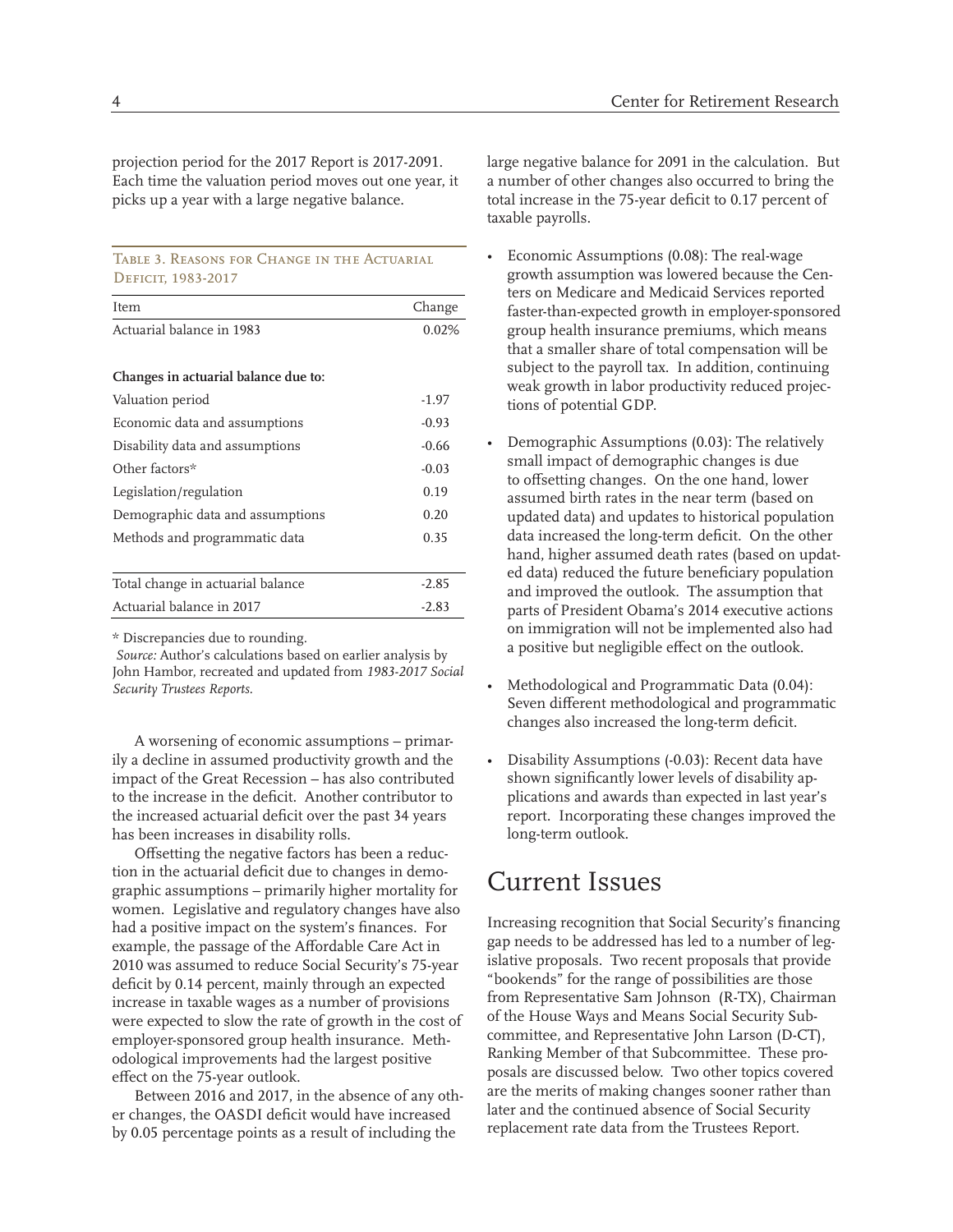projection period for the 2017 Report is 2017-2091. Each time the valuation period moves out one year, it picks up a year with a large negative balance.

Table 3. Reasons for Change in the Actuarial Deficit, 1983-2017

| Item | Change |
|---|---|
| Actuarial balance in 1983 | 0.02% |
| | |
| **Changes in actuarial balance due to:** | |
| Valuation period | -1.97 |
| Economic data and assumptions | -0.93 |
| Disability data and assumptions | -0.66 |
| Other factors* | -0.03 |
| Legislation/regulation | 0.19 |
| Demographic data and assumptions | 0.20 |
| Methods and programmatic data | 0.35 |
| | |
| Total change in actuarial balance | -2.85 |
| Actuarial balance in 2017 | -2.83 |

\* Discrepancies due to rounding.

*Source:* Author's calculations based on earlier analysis by John Hambor, recreated and updated from *1983-2017 Social Security Trustees Reports*.

A worsening of economic assumptions – primarily a decline in assumed productivity growth and the impact of the Great Recession – has also contributed to the increase in the deficit. Another contributor to the increased actuarial deficit over the past 34 years has been increases in disability rolls.

Offsetting the negative factors has been a reduction in the actuarial deficit due to changes in demographic assumptions – primarily higher mortality for women. Legislative and regulatory changes have also had a positive impact on the system's finances. For example, the passage of the Affordable Care Act in 2010 was assumed to reduce Social Security's 75-year deficit by 0.14 percent, mainly through an expected increase in taxable wages as a number of provisions were expected to slow the rate of growth in the cost of employer-sponsored group health insurance. Methodological improvements had the largest positive effect on the 75-year outlook.

Between 2016 and 2017, in the absence of any other changes, the OASDI deficit would have increased by 0.05 percentage points as a result of including the large negative balance for 2091 in the calculation. But a number of other changes also occurred to bring the total increase in the 75-year deficit to 0.17 percent of taxable payrolls.

- Economic Assumptions (0.08): The real-wage growth assumption was lowered because the Centers on Medicare and Medicaid Services reported faster-than-expected growth in employer-sponsored group health insurance premiums, which means that a smaller share of total compensation will be subject to the payroll tax. In addition, continuing weak growth in labor productivity reduced projections of potential GDP.
- Demographic Assumptions (0.03): The relatively small impact of demographic changes is due to offsetting changes. On the one hand, lower assumed birth rates in the near term (based on updated data) and updates to historical population data increased the long-term deficit. On the other hand, higher assumed death rates (based on updated data) reduced the future beneficiary population and improved the outlook. The assumption that parts of President Obama's 2014 executive actions on immigration will not be implemented also had a positive but negligible effect on the outlook.
- Methodological and Programmatic Data (0.04): Seven different methodological and programmatic changes also increased the long-term deficit.
- Disability Assumptions (-0.03): Recent data have shown significantly lower levels of disability applications and awards than expected in last year's report. Incorporating these changes improved the long-term outlook.

## Current Issues

Increasing recognition that Social Security's financing gap needs to be addressed has led to a number of legislative proposals. Two recent proposals that provide "bookends" for the range of possibilities are those from Representative Sam Johnson (R-TX), Chairman of the House Ways and Means Social Security Subcommittee, and Representative John Larson (D-CT), Ranking Member of that Subcommittee. These proposals are discussed below. Two other topics covered are the merits of making changes sooner rather than later and the continued absence of Social Security replacement rate data from the Trustees Report.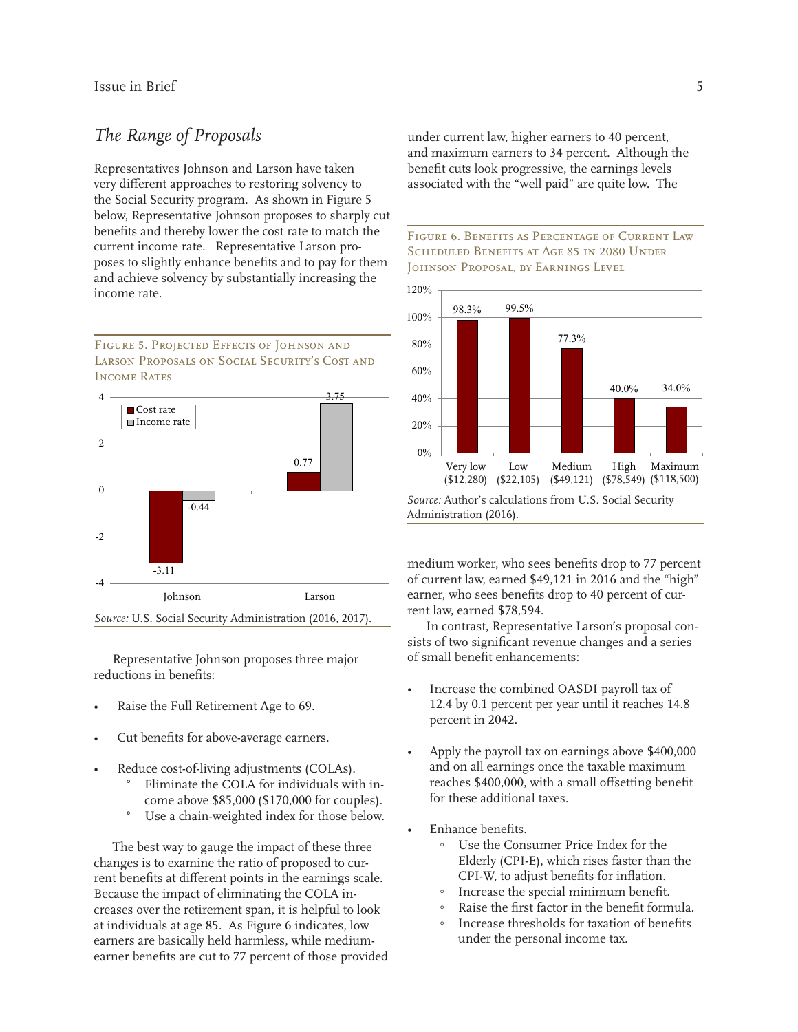## The Range of Proposals

Representatives Johnson and Larson have taken very different approaches to restoring solvency to the Social Security program. As shown in Figure 5 below, Representative Johnson proposes to sharply cut benefits and thereby lower the cost rate to match the current income rate. Representative Larson proposes to slightly enhance benefits and to pay for them and achieve solvency by substantially increasing the income rate.

Figure 5. Projected Effects of Johnson and Larson Proposals on Social Security's Cost and Income Rates

Cost rate
Income rate

4
2
0
-2
-4

-3.11
-0.44
0.77
3.75

Johnson
Larson

*Source:* U.S. Social Security Administration (2016, 2017).

Representative Johnson proposes three major reductions in benefits:

- Raise the Full Retirement Age to 69.
- Cut benefits for above-average earners.
- Reduce cost-of-living adjustments (COLAs).
  - Eliminate the COLA for individuals with income above $85,000 ($170,000 for couples).
  - Use a chain-weighted index for those below.

The best way to gauge the impact of these three changes is to examine the ratio of proposed to current benefits at different points in the earnings scale. Because the impact of eliminating the COLA increases over the retirement span, it is helpful to look at individuals at age 85. As Figure 6 indicates, low earners are basically held harmless, while medium-earner benefits are cut to 77 percent of those provided under current law, higher earners to 40 percent, and maximum earners to 34 percent. Although the benefit cuts look progressive, the earnings levels associated with the "well paid" are quite low. The medium worker, who sees benefits drop to 77 percent of current law, earned $49,121 in 2016 and the "high" earner, who sees benefits drop to 40 percent of current law, earned $78,594.

Figure 6. Benefits as Percentage of Current Law Scheduled Benefits at Age 85 in 2080 Under Johnson Proposal, by Earnings Level

120%
100%
80%
60%
40%
20%
0%

98.3%
99.5%
77.3%
40.0%
34.0%

Very low ($12,280)
Low ($22,105)
Medium ($49,121)
High ($78,549)
Maximum ($118,500)

*Source:* Author's calculations from U.S. Social Security Administration (2016).

In contrast, Representative Larson's proposal consists of two significant revenue changes and a series of small benefit enhancements:

- Increase the combined OASDI payroll tax of 12.4 by 0.1 percent per year until it reaches 14.8 percent in 2042.
- Apply the payroll tax on earnings above $400,000 and on all earnings once the taxable maximum reaches $400,000, with a small offsetting benefit for these additional taxes.
- Enhance benefits.
  - Use the Consumer Price Index for the Elderly (CPI-E), which rises faster than the CPI-W, to adjust benefits for inflation.
  - Increase the special minimum benefit.
  - Raise the first factor in the benefit formula.
  - Increase thresholds for taxation of benefits under the personal income tax.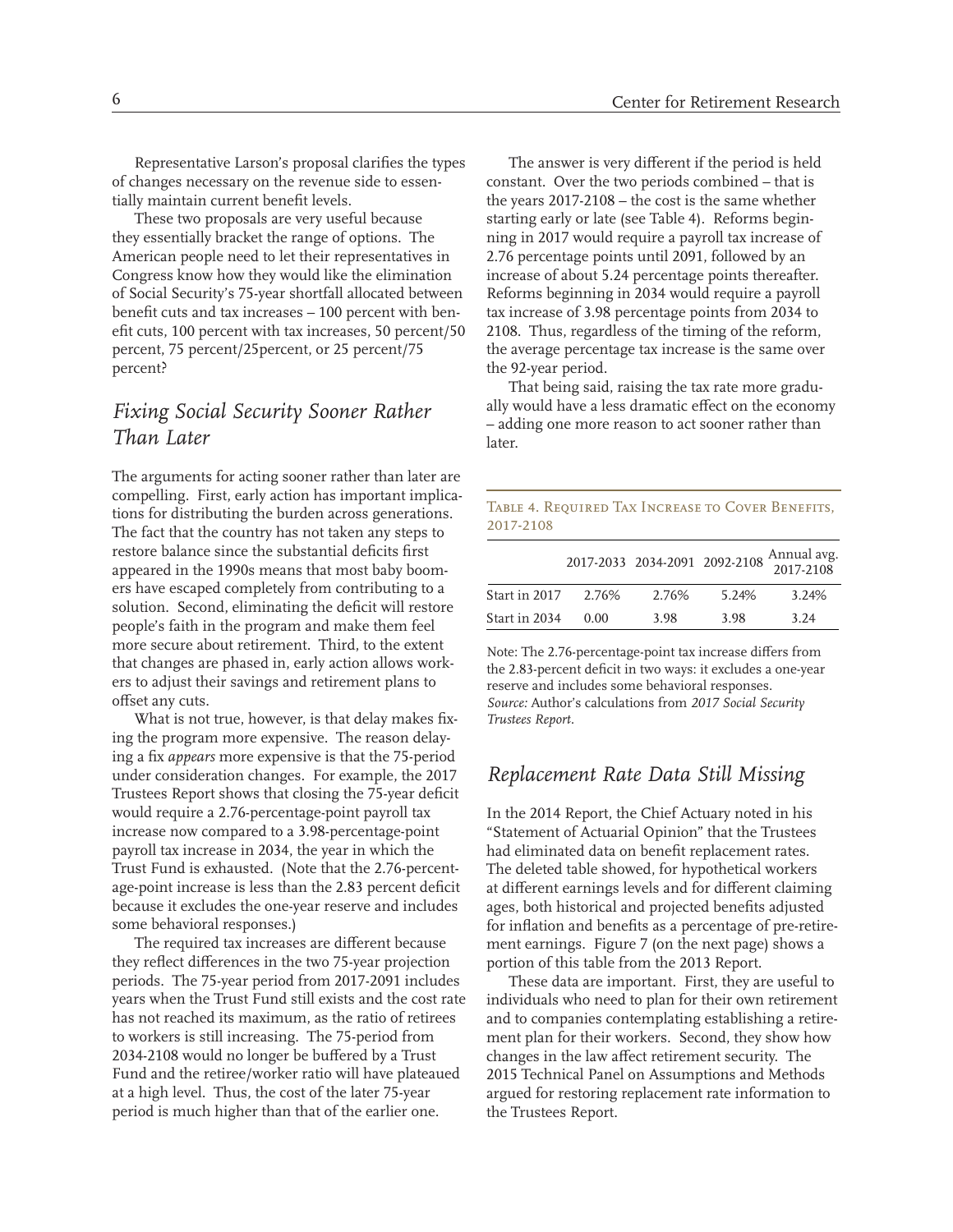Representative Larson's proposal clarifies the types of changes necessary on the revenue side to essentially maintain current benefit levels.

These two proposals are very useful because they essentially bracket the range of options. The American people need to let their representatives in Congress know how they would like the elimination of Social Security's 75-year shortfall allocated between benefit cuts and tax increases – 100 percent with benefit cuts, 100 percent with tax increases, 50 percent/50 percent, 75 percent/25percent, or 25 percent/75 percent?

## *Fixing Social Security Sooner Rather Than Later*

The arguments for acting sooner rather than later are compelling. First, early action has important implications for distributing the burden across generations. The fact that the country has not taken any steps to restore balance since the substantial deficits first appeared in the 1990s means that most baby boomers have escaped completely from contributing to a solution. Second, eliminating the deficit will restore people's faith in the program and make them feel more secure about retirement. Third, to the extent that changes are phased in, early action allows workers to adjust their savings and retirement plans to offset any cuts.

What is not true, however, is that delay makes fixing the program more expensive. The reason delaying a fix *appears* more expensive is that the 75-period under consideration changes. For example, the 2017 Trustees Report shows that closing the 75-year deficit would require a 2.76-percentage-point payroll tax increase now compared to a 3.98-percentage-point payroll tax increase in 2034, the year in which the Trust Fund is exhausted. (Note that the 2.76-percentage-point increase is less than the 2.83 percent deficit because it excludes the one-year reserve and includes some behavioral responses.)

The required tax increases are different because they reflect differences in the two 75-year projection periods. The 75-year period from 2017-2091 includes years when the Trust Fund still exists and the cost rate has not reached its maximum, as the ratio of retirees to workers is still increasing. The 75-period from 2034-2108 would no longer be buffered by a Trust Fund and the retiree/worker ratio will have plateaued at a high level. Thus, the cost of the later 75-year period is much higher than that of the earlier one.

The answer is very different if the period is held constant. Over the two periods combined – that is the years 2017-2108 – the cost is the same whether starting early or late (see Table 4). Reforms beginning in 2017 would require a payroll tax increase of 2.76 percentage points until 2091, followed by an increase of about 5.24 percentage points thereafter. Reforms beginning in 2034 would require a payroll tax increase of 3.98 percentage points from 2034 to 2108. Thus, regardless of the timing of the reform, the average percentage tax increase is the same over the 92-year period.

That being said, raising the tax rate more gradually would have a less dramatic effect on the economy – adding one more reason to act sooner rather than later.

Table 4. Required Tax Increase to Cover Benefits, 2017-2108

| | 2017-2033 | 2034-2091 | 2092-2108 | Annual avg. 2017-2108 |
|---|---|---|---|---|
| Start in 2017 | 2.76% | 2.76% | 5.24% | 3.24% |
| Start in 2034 | 0.00 | 3.98 | 3.98 | 3.24 |

Note: The 2.76-percentage-point tax increase differs from the 2.83-percent deficit in two ways: it excludes a one-year reserve and includes some behavioral responses.
*Source:* Author's calculations from *2017 Social Security Trustees Report*.

## *Replacement Rate Data Still Missing*

In the 2014 Report, the Chief Actuary noted in his "Statement of Actuarial Opinion" that the Trustees had eliminated data on benefit replacement rates. The deleted table showed, for hypothetical workers at different earnings levels and for different claiming ages, both historical and projected benefits adjusted for inflation and benefits as a percentage of pre-retirement earnings. Figure 7 (on the next page) shows a portion of this table from the 2013 Report.

These data are important. First, they are useful to individuals who need to plan for their own retirement and to companies contemplating establishing a retirement plan for their workers. Second, they show how changes in the law affect retirement security. The 2015 Technical Panel on Assumptions and Methods argued for restoring replacement rate information to the Trustees Report.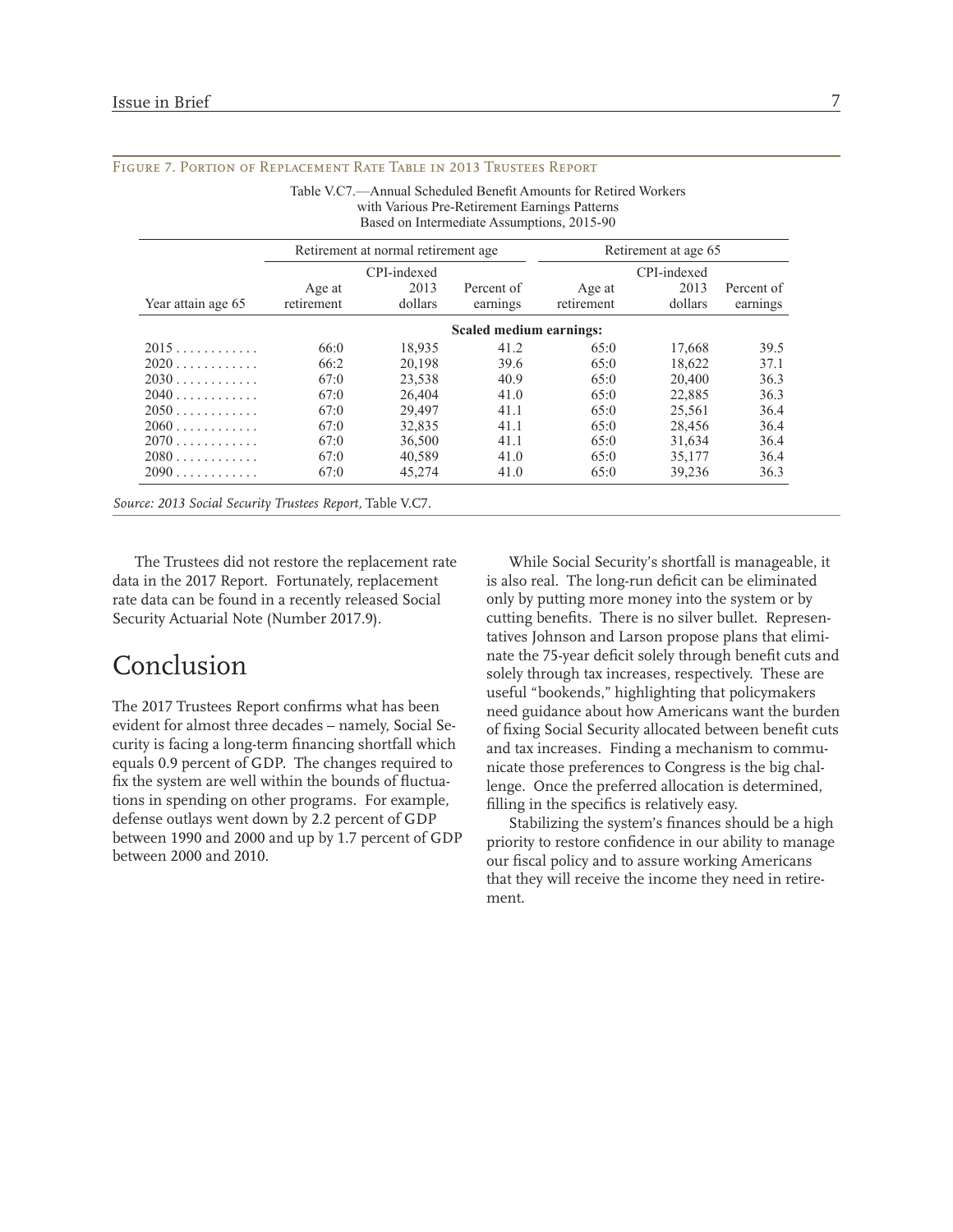Figure 7. Portion of Replacement Rate Table in 2013 Trustees Report

Table V.C7.—Annual Scheduled Benefit Amounts for Retired Workers with Various Pre-Retirement Earnings Patterns Based on Intermediate Assumptions, 2015-90

| | Retirement at normal retirement age | | | Retirement at age 65 | | |
|---|---|---|---|---|---|---|
| Year attain age 65 | Age at retirement | CPI-indexed 2013 dollars | Percent of earnings | Age at retirement | CPI-indexed 2013 dollars | Percent of earnings |
| | | | **Scaled medium earnings:** | | | |
| 2015 | 66:0 | 18,935 | 41.2 | 65:0 | 17,668 | 39.5 |
| 2020 | 66:2 | 20,198 | 39.6 | 65:0 | 18,622 | 37.1 |
| 2030 | 67:0 | 23,538 | 40.9 | 65:0 | 20,400 | 36.3 |
| 2040 | 67:0 | 26,404 | 41.0 | 65:0 | 22,885 | 36.3 |
| 2050 | 67:0 | 29,497 | 41.1 | 65:0 | 25,561 | 36.4 |
| 2060 | 67:0 | 32,835 | 41.1 | 65:0 | 28,456 | 36.4 |
| 2070 | 67:0 | 36,500 | 41.1 | 65:0 | 31,634 | 36.4 |
| 2080 | 67:0 | 40,589 | 41.0 | 65:0 | 35,177 | 36.4 |
| 2090 | 67:0 | 45,274 | 41.0 | 65:0 | 39,236 | 36.3 |

*Source: 2013 Social Security Trustees Report,* Table V.C7.

The Trustees did not restore the replacement rate data in the 2017 Report. Fortunately, replacement rate data can be found in a recently released Social Security Actuarial Note (Number 2017.9).

## Conclusion

The 2017 Trustees Report confirms what has been evident for almost three decades – namely, Social Security is facing a long-term financing shortfall which equals 0.9 percent of GDP. The changes required to fix the system are well within the bounds of fluctuations in spending on other programs. For example, defense outlays went down by 2.2 percent of GDP between 1990 and 2000 and up by 1.7 percent of GDP between 2000 and 2010.

While Social Security's shortfall is manageable, it is also real. The long-run deficit can be eliminated only by putting more money into the system or by cutting benefits. There is no silver bullet. Representatives Johnson and Larson propose plans that eliminate the 75-year deficit solely through benefit cuts and solely through tax increases, respectively. These are useful "bookends," highlighting that policymakers need guidance about how Americans want the burden of fixing Social Security allocated between benefit cuts and tax increases. Finding a mechanism to communicate those preferences to Congress is the big challenge. Once the preferred allocation is determined, filling in the specifics is relatively easy.

Stabilizing the system's finances should be a high priority to restore confidence in our ability to manage our fiscal policy and to assure working Americans that they will receive the income they need in retirement.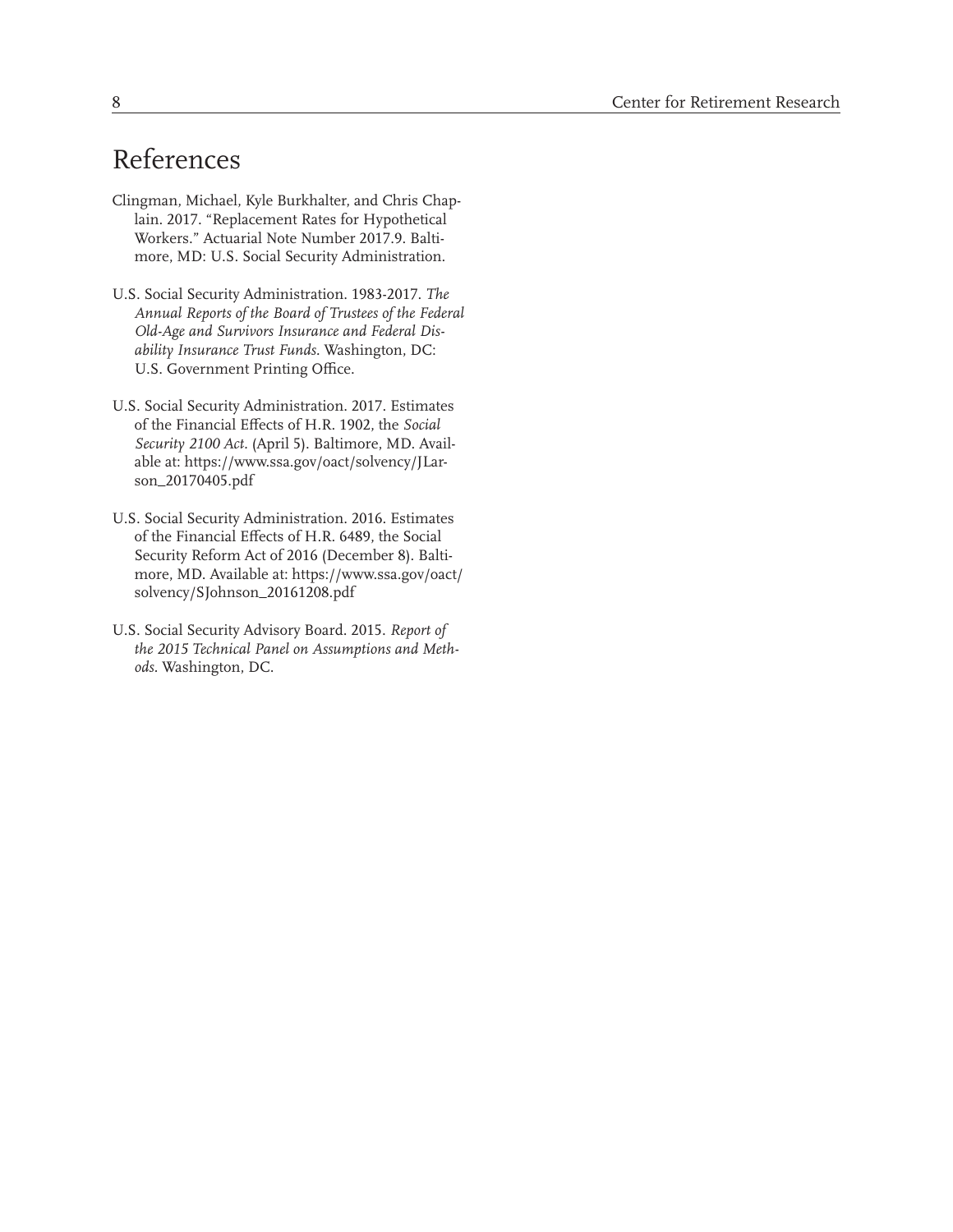## References

Clingman, Michael, Kyle Burkhalter, and Chris Chaplain. 2017. "Replacement Rates for Hypothetical Workers." Actuarial Note Number 2017.9. Baltimore, MD: U.S. Social Security Administration.

U.S. Social Security Administration. 1983-2017. *The Annual Reports of the Board of Trustees of the Federal Old-Age and Survivors Insurance and Federal Disability Insurance Trust Funds*. Washington, DC: U.S. Government Printing Office.

U.S. Social Security Administration. 2017. Estimates of the Financial Effects of H.R. 1902, the *Social Security 2100 Act*. (April 5). Baltimore, MD. Available at: https://www.ssa.gov/oact/solvency/JLarson_20170405.pdf

U.S. Social Security Administration. 2016. Estimates of the Financial Effects of H.R. 6489, the Social Security Reform Act of 2016 (December 8). Baltimore, MD. Available at: https://www.ssa.gov/oact/solvency/SJohnson_20161208.pdf

U.S. Social Security Advisory Board. 2015. *Report of the 2015 Technical Panel on Assumptions and Methods*. Washington, DC.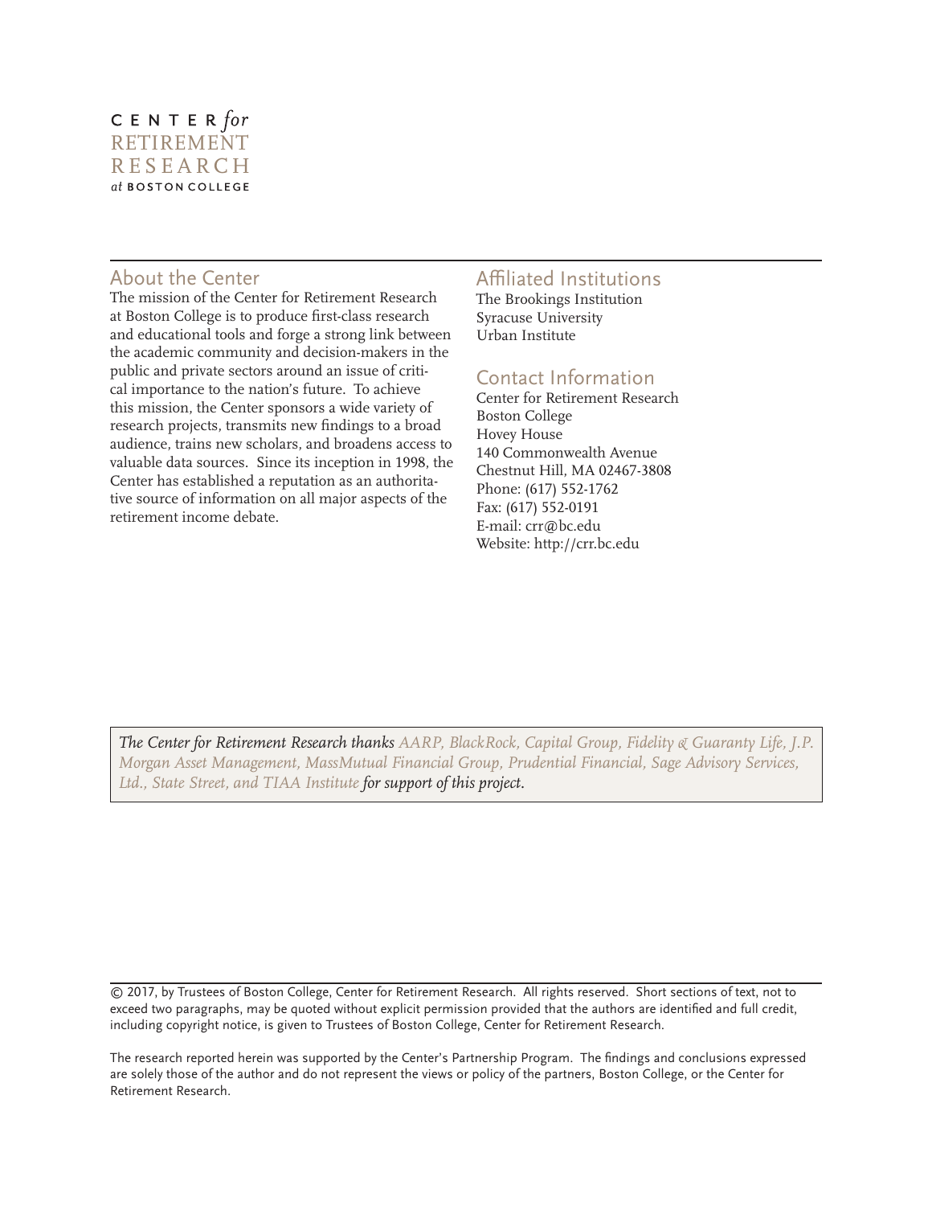CENTER *for*
RETIREMENT
RESEARCH
*at* BOSTON COLLEGE

## About the Center

The mission of the Center for Retirement Research at Boston College is to produce first-class research and educational tools and forge a strong link between the academic community and decision-makers in the public and private sectors around an issue of critical importance to the nation's future. To achieve this mission, the Center sponsors a wide variety of research projects, transmits new findings to a broad audience, trains new scholars, and broadens access to valuable data sources. Since its inception in 1998, the Center has established a reputation as an authoritative source of information on all major aspects of the retirement income debate.

## Affiliated Institutions

The Brookings Institution
Syracuse University
Urban Institute

## Contact Information

Center for Retirement Research
Boston College
Hovey House
140 Commonwealth Avenue
Chestnut Hill, MA 02467-3808
Phone: (617) 552-1762
Fax: (617) 552-0191
E-mail: crr@bc.edu
Website: http://crr.bc.edu

*The Center for Retirement Research thanks AARP, BlackRock, Capital Group, Fidelity & Guaranty Life, J.P. Morgan Asset Management, MassMutual Financial Group, Prudential Financial, Sage Advisory Services, Ltd., State Street, and TIAA Institute for support of this project.*

© 2017, by Trustees of Boston College, Center for Retirement Research. All rights reserved. Short sections of text, not to exceed two paragraphs, may be quoted without explicit permission provided that the authors are identified and full credit, including copyright notice, is given to Trustees of Boston College, Center for Retirement Research.

The research reported herein was supported by the Center's Partnership Program. The findings and conclusions expressed are solely those of the author and do not represent the views or policy of the partners, Boston College, or the Center for Retirement Research.